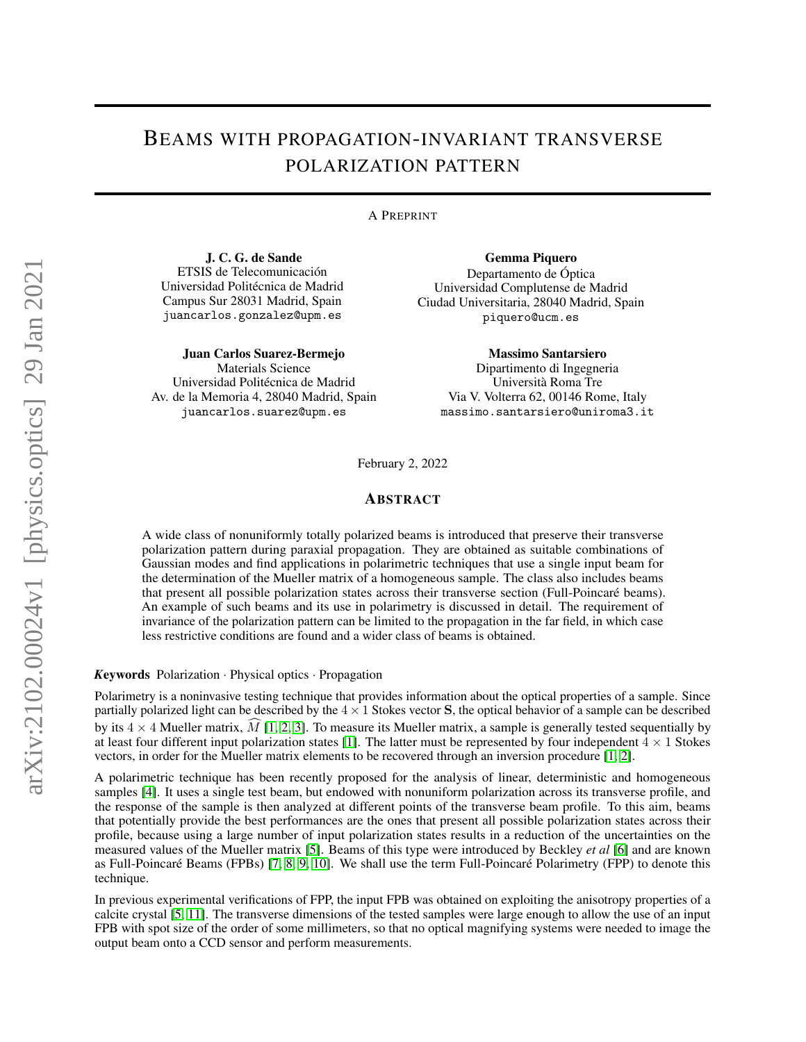# BEAMS WITH PROPAGATION-INVARIANT TRANSVERSE POLARIZATION PATTERN

A PREPRINT

**J. C. G. de Sande**
ETSIS de Telecomunicación
Universidad Politécnica de Madrid
Campus Sur 28031 Madrid, Spain
juancarlos.gonzalez@upm.es

**Gemma Piquero**
Departamento de Óptica
Universidad Complutense de Madrid
Ciudad Universitaria, 28040 Madrid, Spain
piquero@ucm.es

**Juan Carlos Suarez-Bermejo**
Materials Science
Universidad Politécnica de Madrid
Av. de la Memoria 4, 28040 Madrid, Spain
juancarlos.suarez@upm.es

**Massimo Santarsiero**
Dipartimento di Ingegneria
Università Roma Tre
Via V. Volterra 62, 00146 Rome, Italy
massimo.santarsiero@uniroma3.it

February 2, 2022

## ABSTRACT

A wide class of nonuniformly totally polarized beams is introduced that preserve their transverse polarization pattern during paraxial propagation. They are obtained as suitable combinations of Gaussian modes and find applications in polarimetric techniques that use a single input beam for the determination of the Mueller matrix of a homogeneous sample. The class also includes beams that present all possible polarization states across their transverse section (Full-Poincaré beams). An example of such beams and its use in polarimetry is discussed in detail. The requirement of invariance of the polarization pattern can be limited to the propagation in the far field, in which case less restrictive conditions are found and a wider class of beams is obtained.

***Keywords*** Polarization · Physical optics · Propagation

Polarimetry is a noninvasive testing technique that provides information about the optical properties of a sample. Since partially polarized light can be described by the $4 \times 1$ Stokes vector $\mathbf{S}$, the optical behavior of a sample can be described by its $4 \times 4$ Mueller matrix, $\widehat{M}$ [1, 2, 3]. To measure its Mueller matrix, a sample is generally tested sequentially by at least four different input polarization states [1]. The latter must be represented by four independent $4 \times 1$ Stokes vectors, in order for the Mueller matrix elements to be recovered through an inversion procedure [1, 2].

A polarimetric technique has been recently proposed for the analysis of linear, deterministic and homogeneous samples [4]. It uses a single test beam, but endowed with nonuniform polarization across its transverse profile, and the response of the sample is then analyzed at different points of the transverse beam profile. To this aim, beams that potentially provide the best performances are the ones that present all possible polarization states across their profile, because using a large number of input polarization states results in a reduction of the uncertainties on the measured values of the Mueller matrix [5]. Beams of this type were introduced by Beckley *et al* [6] and are known as Full-Poincaré Beams (FPBs) [7, 8, 9, 10]. We shall use the term Full-Poincaré Polarimetry (FPP) to denote this technique.

In previous experimental verifications of FPP, the input FPB was obtained on exploiting the anisotropy properties of a calcite crystal [5, 11]. The transverse dimensions of the tested samples were large enough to allow the use of an input FPB with spot size of the order of some millimeters, so that no optical magnifying systems were needed to image the output beam onto a CCD sensor and perform measurements.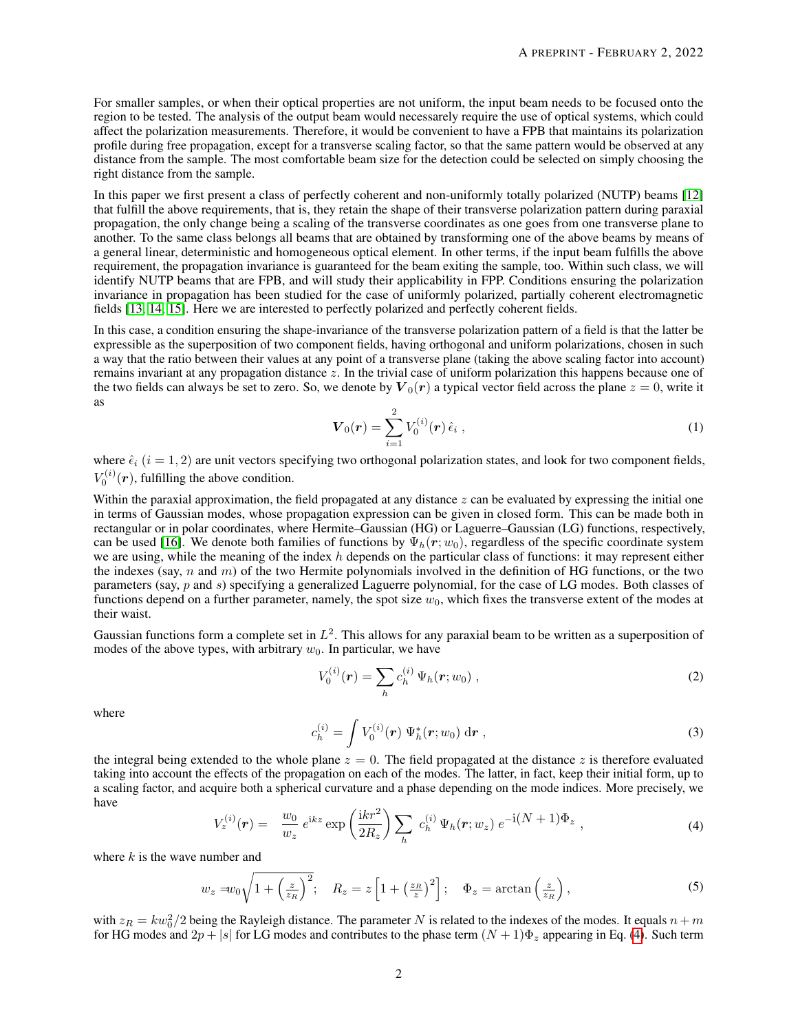For smaller samples, or when their optical properties are not uniform, the input beam needs to be focused onto the region to be tested. The analysis of the output beam would necessarely require the use of optical systems, which could affect the polarization measurements. Therefore, it would be convenient to have a FPB that maintains its polarization profile during free propagation, except for a transverse scaling factor, so that the same pattern would be observed at any distance from the sample. The most comfortable beam size for the detection could be selected on simply choosing the right distance from the sample.

In this paper we first present a class of perfectly coherent and non-uniformly totally polarized (NUTP) beams [12] that fulfill the above requirements, that is, they retain the shape of their transverse polarization pattern during paraxial propagation, the only change being a scaling of the transverse coordinates as one goes from one transverse plane to another. To the same class belongs all beams that are obtained by transforming one of the above beams by means of a general linear, deterministic and homogeneous optical element. In other terms, if the input beam fulfills the above requirement, the propagation invariance is guaranteed for the beam exiting the sample, too. Within such class, we will identify NUTP beams that are FPB, and will study their applicability in FPP. Conditions ensuring the polarization invariance in propagation has been studied for the case of uniformly polarized, partially coherent electromagnetic fields [13, 14, 15]. Here we are interested to perfectly polarized and perfectly coherent fields.

In this case, a condition ensuring the shape-invariance of the transverse polarization pattern of a field is that the latter be expressible as the superposition of two component fields, having orthogonal and uniform polarizations, chosen in such a way that the ratio between their values at any point of a transverse plane (taking the above scaling factor into account) remains invariant at any propagation distance $z$. In the trivial case of uniform polarization this happens because one of the two fields can always be set to zero. So, we denote by $\boldsymbol{V}_0(\boldsymbol{r})$ a typical vector field across the plane $z = 0$, write it as

$$
\boldsymbol{V}_0(\boldsymbol{r}) = \sum_{i=1}^{2} V_0^{(i)}(\boldsymbol{r})\, \hat{\epsilon}_i \;, \tag{1}
$$

where $\hat{\epsilon}_i$ $(i = 1, 2)$ are unit vectors specifying two orthogonal polarization states, and look for two component fields, $V_0^{(i)}(\boldsymbol{r})$, fulfilling the above condition.

Within the paraxial approximation, the field propagated at any distance $z$ can be evaluated by expressing the initial one in terms of Gaussian modes, whose propagation expression can be given in closed form. This can be made both in rectangular or in polar coordinates, where Hermite–Gaussian (HG) or Laguerre–Gaussian (LG) functions, respectively, can be used [16]. We denote both families of functions by $\Psi_h(\boldsymbol{r}; w_0)$, regardless of the specific coordinate system we are using, while the meaning of the index $h$ depends on the particular class of functions: it may represent either the indexes (say, $n$ and $m$) of the two Hermite polynomials involved in the definition of HG functions, or the two parameters (say, $p$ and $s$) specifying a generalized Laguerre polynomial, for the case of LG modes. Both classes of functions depend on a further parameter, namely, the spot size $w_0$, which fixes the transverse extent of the modes at their waist.

Gaussian functions form a complete set in $L^2$. This allows for any paraxial beam to be written as a superposition of modes of the above types, with arbitrary $w_0$. In particular, we have

$$
V_0^{(i)}(\boldsymbol{r}) = \sum_h c_h^{(i)}\, \Psi_h(\boldsymbol{r}; w_0) \;, \tag{2}
$$

where

$$
c_h^{(i)} = \int V_0^{(i)}(\boldsymbol{r})\, \Psi_h^*(\boldsymbol{r}; w_0)\, \mathrm{d}\boldsymbol{r} \;, \tag{3}
$$

the integral being extended to the whole plane $z = 0$. The field propagated at the distance $z$ is therefore evaluated taking into account the effects of the propagation on each of the modes. The latter, in fact, keep their initial form, up to a scaling factor, and acquire both a spherical curvature and a phase depending on the mode indices. More precisely, we have

$$
V_z^{(i)}(\boldsymbol{r}) = \frac{w_0}{w_z}\, e^{\mathrm{i}kz} \exp\left(\frac{\mathrm{i}kr^2}{2R_z}\right) \sum_h c_h^{(i)}\, \Psi_h(\boldsymbol{r}; w_z)\, e^{-\mathrm{i}(N+1)\Phi_z} \;, \tag{4}
$$

where $k$ is the wave number and

$$
w_z = w_0\sqrt{1 + \left(\tfrac{z}{z_R}\right)^2}\,; \quad R_z = z\left[1 + \left(\tfrac{z_R}{z}\right)^2\right]; \quad \Phi_z = \arctan\left(\tfrac{z}{z_R}\right), \tag{5}
$$

with $z_R = kw_0^2/2$ being the Rayleigh distance. The parameter $N$ is related to the indexes of the modes. It equals $n + m$ for HG modes and $2p + |s|$ for LG modes and contributes to the phase term $(N + 1)\Phi_z$ appearing in Eq. (4). Such term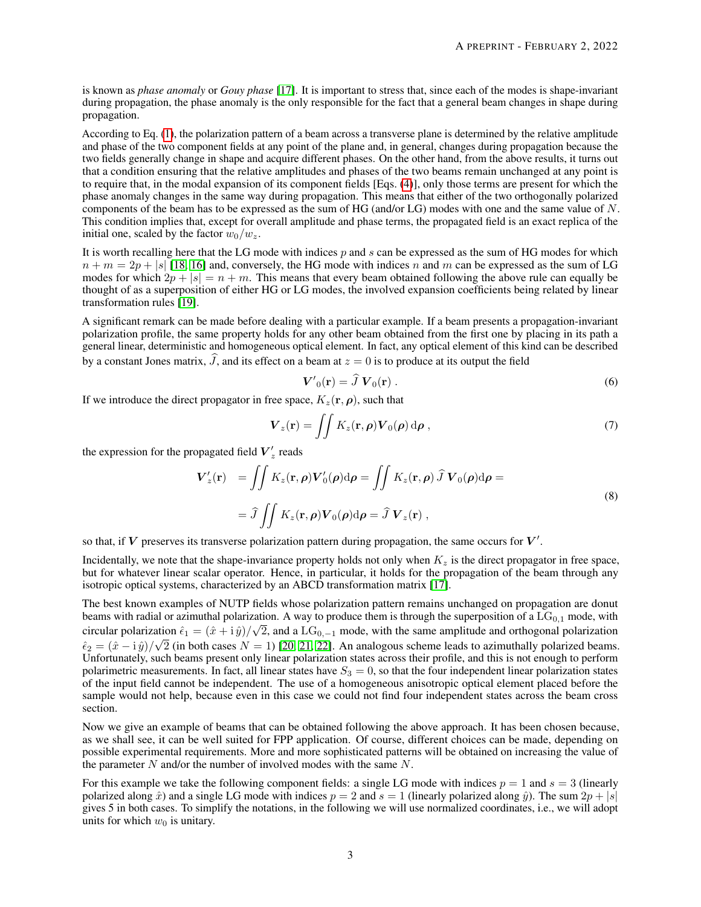is known as *phase anomaly* or *Gouy phase* [17]. It is important to stress that, since each of the modes is shape-invariant during propagation, the phase anomaly is the only responsible for the fact that a general beam changes in shape during propagation.

According to Eq. (1), the polarization pattern of a beam across a transverse plane is determined by the relative amplitude and phase of the two component fields at any point of the plane and, in general, changes during propagation because the two fields generally change in shape and acquire different phases. On the other hand, from the above results, it turns out that a condition ensuring that the relative amplitudes and phases of the two beams remain unchanged at any point is to require that, in the modal expansion of its component fields [Eqs. (4)], only those terms are present for which the phase anomaly changes in the same way during propagation. This means that either of the two orthogonally polarized components of the beam has to be expressed as the sum of HG (and/or LG) modes with one and the same value of $N$. This condition implies that, except for overall amplitude and phase terms, the propagated field is an exact replica of the initial one, scaled by the factor $w_0/w_z$.

It is worth recalling here that the LG mode with indices $p$ and $s$ can be expressed as the sum of HG modes for which $n + m = 2p + |s|$ [18, 16] and, conversely, the HG mode with indices $n$ and $m$ can be expressed as the sum of LG modes for which $2p + |s| = n + m$. This means that every beam obtained following the above rule can equally be thought of as a superposition of either HG or LG modes, the involved expansion coefficients being related by linear transformation rules [19].

A significant remark can be made before dealing with a particular example. If a beam presents a propagation-invariant polarization profile, the same property holds for any other beam obtained from the first one by placing in its path a general linear, deterministic and homogeneous optical element. In fact, any optical element of this kind can be described by a constant Jones matrix, $\widehat{J}$, and its effect on a beam at $z = 0$ is to produce at its output the field

$$\boldsymbol{V}'_0(\mathbf{r}) = \widehat{J}\,\boldsymbol{V}_0(\mathbf{r})\,. \tag{6}$$

If we introduce the direct propagator in free space, $K_z(\mathbf{r}, \boldsymbol{\rho})$, such that

$$\boldsymbol{V}_z(\mathbf{r}) = \iint K_z(\mathbf{r}, \boldsymbol{\rho})\boldsymbol{V}_0(\boldsymbol{\rho})\,\mathrm{d}\boldsymbol{\rho}\,, \tag{7}$$

the expression for the propagated field $\boldsymbol{V}'_z$ reads

$$\begin{aligned}\boldsymbol{V}'_z(\mathbf{r}) &= \iint K_z(\mathbf{r}, \boldsymbol{\rho})\boldsymbol{V}'_0(\boldsymbol{\rho})\mathrm{d}\boldsymbol{\rho} = \iint K_z(\mathbf{r}, \boldsymbol{\rho})\,\widehat{J}\,\boldsymbol{V}_0(\boldsymbol{\rho})\mathrm{d}\boldsymbol{\rho} = \\ &= \widehat{J}\iint K_z(\mathbf{r}, \boldsymbol{\rho})\boldsymbol{V}_0(\boldsymbol{\rho})\mathrm{d}\boldsymbol{\rho} = \widehat{J}\,\boldsymbol{V}_z(\mathbf{r})\,,\end{aligned} \tag{8}$$

so that, if $\boldsymbol{V}$ preserves its transverse polarization pattern during propagation, the same occurs for $\boldsymbol{V}'$.

Incidentally, we note that the shape-invariance property holds not only when $K_z$ is the direct propagator in free space, but for whatever linear scalar operator. Hence, in particular, it holds for the propagation of the beam through any isotropic optical systems, characterized by an ABCD transformation matrix [17].

The best known examples of NUTP fields whose polarization pattern remains unchanged on propagation are donut beams with radial or azimuthal polarization. A way to produce them is through the superposition of a $\mathrm{LG}_{0,1}$ mode, with circular polarization $\hat{\epsilon}_1 = (\hat{x} + \mathrm{i}\,\hat{y})/\sqrt{2}$, and a $\mathrm{LG}_{0,-1}$ mode, with the same amplitude and orthogonal polarization $\hat{\epsilon}_2 = (\hat{x} - \mathrm{i}\,\hat{y})/\sqrt{2}$ (in both cases $N = 1$) [20, 21, 22]. An analogous scheme leads to azimuthally polarized beams. Unfortunately, such beams present only linear polarization states across their profile, and this is not enough to perform polarimetric measurements. In fact, all linear states have $S_3 = 0$, so that the four independent linear polarization states of the input field cannot be independent. The use of a homogeneous anisotropic optical element placed before the sample would not help, because even in this case we could not find four independent states across the beam cross section.

Now we give an example of beams that can be obtained following the above approach. It has been chosen because, as we shall see, it can be well suited for FPP application. Of course, different choices can be made, depending on possible experimental requirements. More and more sophisticated patterns will be obtained on increasing the value of the parameter $N$ and/or the number of involved modes with the same $N$.

For this example we take the following component fields: a single LG mode with indices $p = 1$ and $s = 3$ (linearly polarized along $\hat{x}$) and a single LG mode with indices $p = 2$ and $s = 1$ (linearly polarized along $\hat{y}$). The sum $2p + |s|$ gives 5 in both cases. To simplify the notations, in the following we will use normalized coordinates, i.e., we will adopt units for which $w_0$ is unitary.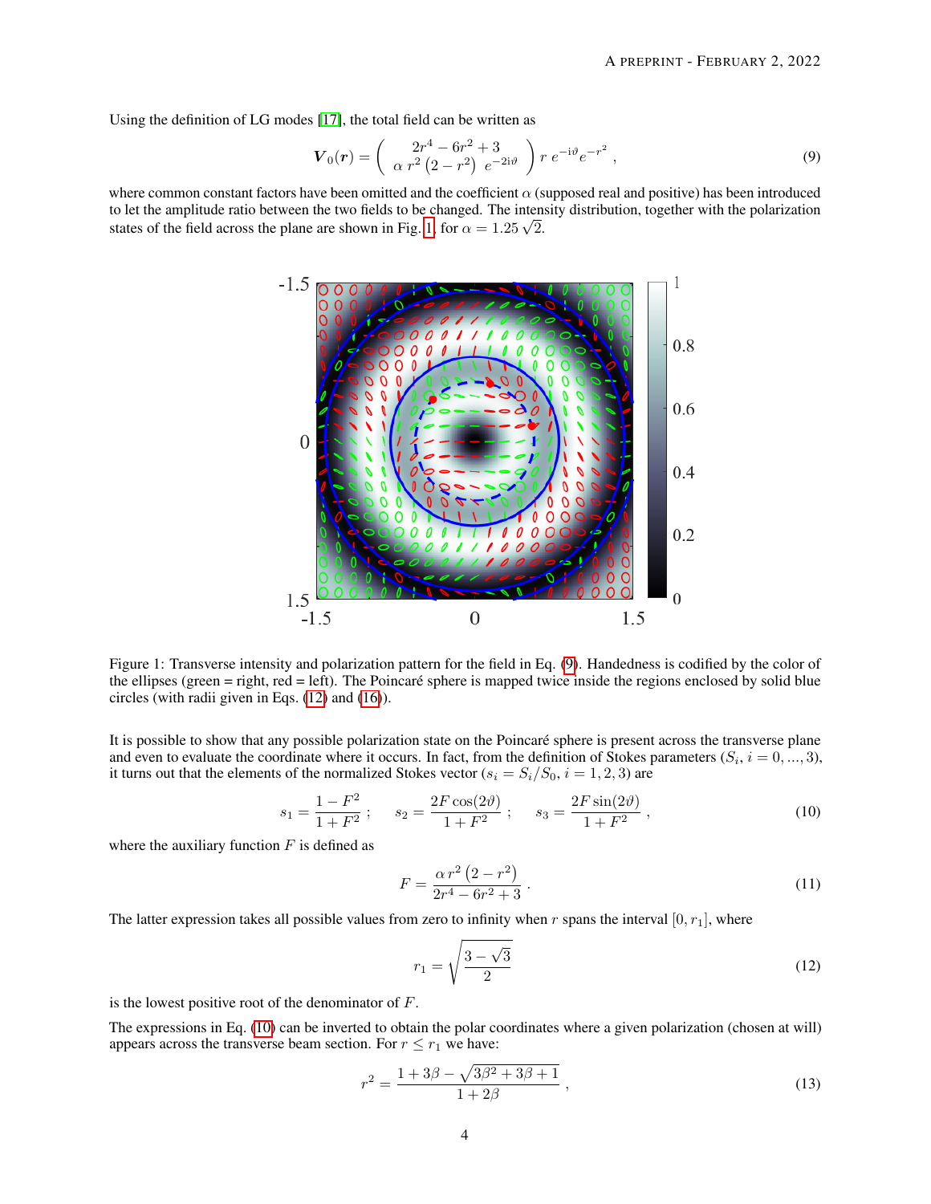Using the definition of LG modes [17], the total field can be written as

$$\boldsymbol{V}_0(\boldsymbol{r}) = \begin{pmatrix} 2r^4 - 6r^2 + 3 \\ \alpha\, r^2\left(2 - r^2\right)\, e^{-2\mathrm{i}\vartheta} \end{pmatrix} r\, e^{-\mathrm{i}\vartheta} e^{-r^2}\,, \tag{9}$$

where common constant factors have been omitted and the coefficient $\alpha$ (supposed real and positive) has been introduced to let the amplitude ratio between the two fields to be changed. The intensity distribution, together with the polarization states of the field across the plane are shown in Fig. 1, for $\alpha = 1.25\sqrt{2}$.

Figure 1: Transverse intensity and polarization pattern for the field in Eq. (9). Handedness is codified by the color of the ellipses (green = right, red = left). The Poincaré sphere is mapped twice inside the regions enclosed by solid blue circles (with radii given in Eqs. (12) and (16)).

It is possible to show that any possible polarization state on the Poincaré sphere is present across the transverse plane and even to evaluate the coordinate where it occurs. In fact, from the definition of Stokes parameters ($S_i, i = 0, ..., 3$), it turns out that the elements of the normalized Stokes vector ($s_i = S_i/S_0, i = 1, 2, 3$) are

$$s_1 = \frac{1 - F^2}{1 + F^2}\,; \qquad s_2 = \frac{2F\cos(2\vartheta)}{1 + F^2}\,; \qquad s_3 = \frac{2F\sin(2\vartheta)}{1 + F^2}\,, \tag{10}$$

where the auxiliary function $F$ is defined as

$$F = \frac{\alpha\, r^2\left(2 - r^2\right)}{2r^4 - 6r^2 + 3}\,. \tag{11}$$

The latter expression takes all possible values from zero to infinity when $r$ spans the interval $[0, r_1]$, where

$$r_1 = \sqrt{\frac{3 - \sqrt{3}}{2}} \tag{12}$$

is the lowest positive root of the denominator of $F$.

The expressions in Eq. (10) can be inverted to obtain the polar coordinates where a given polarization (chosen at will) appears across the transverse beam section. For $r \le r_1$ we have:

$$r^2 = \frac{1 + 3\beta - \sqrt{3\beta^2 + 3\beta + 1}}{1 + 2\beta}\,, \tag{13}$$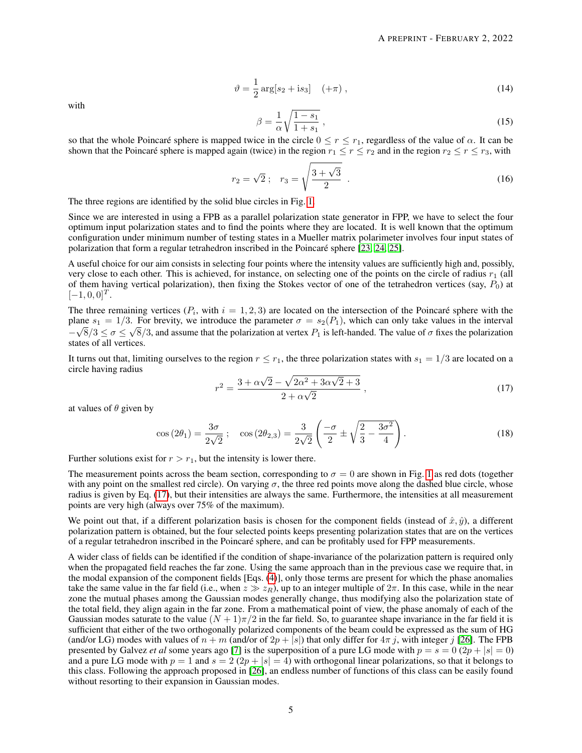$$\vartheta = \frac{1}{2}\arg[s_2 + \mathrm{i}s_3] \quad (+\pi)\,, \tag{14}$$

with

$$\beta = \frac{1}{\alpha}\sqrt{\frac{1-s_1}{1+s_1}}\,, \tag{15}$$

so that the whole Poincaré sphere is mapped twice in the circle $0 \le r \le r_1$, regardless of the value of $\alpha$. It can be shown that the Poincaré sphere is mapped again (twice) in the region $r_1 \le r \le r_2$ and in the region $r_2 \le r \le r_3$, with

$$r_2 = \sqrt{2}\,; \quad r_3 = \sqrt{\frac{3+\sqrt{3}}{2}}\ . \tag{16}$$

The three regions are identified by the solid blue circles in Fig. 1.

Since we are interested in using a FPB as a parallel polarization state generator in FPP, we have to select the four optimum input polarization states and to find the points where they are located. It is well known that the optimum configuration under minimum number of testing states in a Mueller matrix polarimeter involves four input states of polarization that form a regular tetrahedron inscribed in the Poincaré sphere [23, 24, 25].

A useful choice for our aim consists in selecting four points where the intensity values are sufficiently high and, possibly, very close to each other. This is achieved, for instance, on selecting one of the points on the circle of radius $r_1$ (all of them having vertical polarization), then fixing the Stokes vector of one of the tetrahedron vertices (say, $P_0$) at $[-1, 0, 0]^T$.

The three remaining vertices ($P_i$, with $i = 1, 2, 3$) are located on the intersection of the Poincaré sphere with the plane $s_1 = 1/3$. For brevity, we introduce the parameter $\sigma = s_2(P_1)$, which can only take values in the interval $-\sqrt{8}/3 \le \sigma \le \sqrt{8}/3$, and assume that the polarization at vertex $P_1$ is left-handed. The value of $\sigma$ fixes the polarization states of all vertices.

It turns out that, limiting ourselves to the region $r \le r_1$, the three polarization states with $s_1 = 1/3$ are located on a circle having radius

$$r^2 = \frac{3 + \alpha\sqrt{2} - \sqrt{2\alpha^2 + 3\alpha\sqrt{2} + 3}}{2 + \alpha\sqrt{2}}\,, \tag{17}$$

at values of $\theta$ given by

$$\cos(2\theta_1) = \frac{3\sigma}{2\sqrt{2}}\,; \quad \cos(2\theta_{2,3}) = \frac{3}{2\sqrt{2}}\left(\frac{-\sigma}{2} \pm \sqrt{\frac{2}{3} - \frac{3\sigma^2}{4}}\right). \tag{18}$$

Further solutions exist for $r > r_1$, but the intensity is lower there.

The measurement points across the beam section, corresponding to $\sigma = 0$ are shown in Fig. 1 as red dots (together with any point on the smallest red circle). On varying $\sigma$, the three red points move along the dashed blue circle, whose radius is given by Eq. (17), but their intensities are always the same. Furthermore, the intensities at all measurement points are very high (always over 75% of the maximum).

We point out that, if a different polarization basis is chosen for the component fields (instead of $\hat{x}, \hat{y}$), a different polarization pattern is obtained, but the four selected points keeps presenting polarization states that are on the vertices of a regular tetrahedron inscribed in the Poincaré sphere, and can be profitably used for FPP measurements.

A wider class of fields can be identified if the condition of shape-invariance of the polarization pattern is required only when the propagated field reaches the far zone. Using the same approach than in the previous case we require that, in the modal expansion of the component fields [Eqs. (4)], only those terms are present for which the phase anomalies take the same value in the far field (i.e., when $z \gg z_R$), up to an integer multiple of $2\pi$. In this case, while in the near zone the mutual phases among the Gaussian modes generally change, thus modifying also the polarization state of the total field, they align again in the far zone. From a mathematical point of view, the phase anomaly of each of the Gaussian modes saturate to the value $(N+1)\pi/2$ in the far field. So, to guarantee shape invariance in the far field it is sufficient that either of the two orthogonally polarized components of the beam could be expressed as the sum of HG (and/or LG) modes with values of $n + m$ (and/or of $2p + |s|$) that only differ for $4\pi\, j$, with integer $j$ [26]. The FPB presented by Galvez *et al* some years ago [7] is the superposition of a pure LG mode with $p = s = 0$ ($2p + |s| = 0$) and a pure LG mode with $p = 1$ and $s = 2$ ($2p + |s| = 4$) with orthogonal linear polarizations, so that it belongs to this class. Following the approach proposed in [26], an endless number of functions of this class can be easily found without resorting to their expansion in Gaussian modes.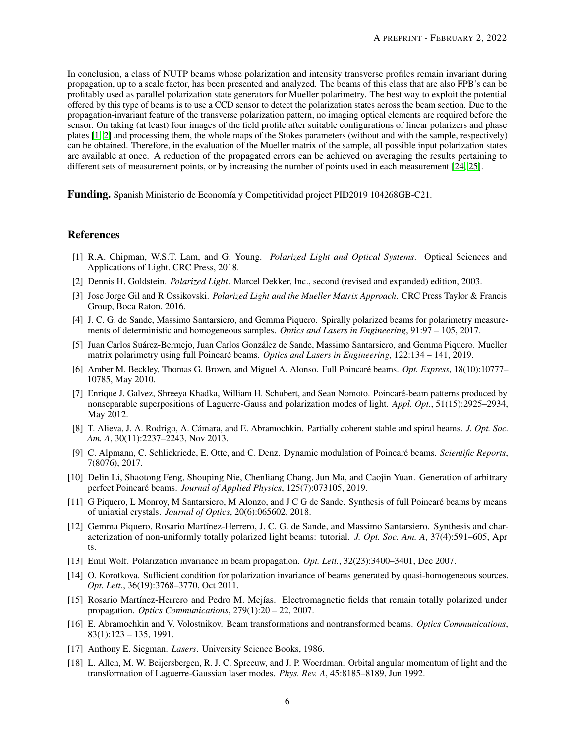In conclusion, a class of NUTP beams whose polarization and intensity transverse profiles remain invariant during propagation, up to a scale factor, has been presented and analyzed. The beams of this class that are also FPB's can be profitably used as parallel polarization state generators for Mueller polarimetry. The best way to exploit the potential offered by this type of beams is to use a CCD sensor to detect the polarization states across the beam section. Due to the propagation-invariant feature of the transverse polarization pattern, no imaging optical elements are required before the sensor. On taking (at least) four images of the field profile after suitable configurations of linear polarizers and phase plates [1, 2] and processing them, the whole maps of the Stokes parameters (without and with the sample, respectively) can be obtained. Therefore, in the evaluation of the Mueller matrix of the sample, all possible input polarization states are available at once. A reduction of the propagated errors can be achieved on averaging the results pertaining to different sets of measurement points, or by increasing the number of points used in each measurement [24, 25].

**Funding.** Spanish Ministerio de Economía y Competitividad project PID2019 104268GB-C21.

## References

[1] R.A. Chipman, W.S.T. Lam, and G. Young. *Polarized Light and Optical Systems*. Optical Sciences and Applications of Light. CRC Press, 2018.

[2] Dennis H. Goldstein. *Polarized Light*. Marcel Dekker, Inc., second (revised and expanded) edition, 2003.

[3] Jose Jorge Gil and R Ossikovski. *Polarized Light and the Mueller Matrix Approach*. CRC Press Taylor & Francis Group, Boca Raton, 2016.

[4] J. C. G. de Sande, Massimo Santarsiero, and Gemma Piquero. Spirally polarized beams for polarimetry measurements of deterministic and homogeneous samples. *Optics and Lasers in Engineering*, 91:97 – 105, 2017.

[5] Juan Carlos Suárez-Bermejo, Juan Carlos González de Sande, Massimo Santarsiero, and Gemma Piquero. Mueller matrix polarimetry using full Poincaré beams. *Optics and Lasers in Engineering*, 122:134 – 141, 2019.

[6] Amber M. Beckley, Thomas G. Brown, and Miguel A. Alonso. Full Poincaré beams. *Opt. Express*, 18(10):10777–10785, May 2010.

[7] Enrique J. Galvez, Shreeya Khadka, William H. Schubert, and Sean Nomoto. Poincaré-beam patterns produced by nonseparable superpositions of Laguerre-Gauss and polarization modes of light. *Appl. Opt.*, 51(15):2925–2934, May 2012.

[8] T. Alieva, J. A. Rodrigo, A. Cámara, and E. Abramochkin. Partially coherent stable and spiral beams. *J. Opt. Soc. Am. A*, 30(11):2237–2243, Nov 2013.

[9] C. Alpmann, C. Schlickriede, E. Otte, and C. Denz. Dynamic modulation of Poincaré beams. *Scientific Reports*, 7(8076), 2017.

[10] Delin Li, Shaotong Feng, Shouping Nie, Chenliang Chang, Jun Ma, and Caojin Yuan. Generation of arbitrary perfect Poincaré beams. *Journal of Applied Physics*, 125(7):073105, 2019.

[11] G Piquero, L Monroy, M Santarsiero, M Alonzo, and J C G de Sande. Synthesis of full Poincaré beams by means of uniaxial crystals. *Journal of Optics*, 20(6):065602, 2018.

[12] Gemma Piquero, Rosario Martínez-Herrero, J. C. G. de Sande, and Massimo Santarsiero. Synthesis and characterization of non-uniformly totally polarized light beams: tutorial. *J. Opt. Soc. Am. A*, 37(4):591–605, Apr ts.

[13] Emil Wolf. Polarization invariance in beam propagation. *Opt. Lett.*, 32(23):3400–3401, Dec 2007.

[14] O. Korotkova. Sufficient condition for polarization invariance of beams generated by quasi-homogeneous sources. *Opt. Lett.*, 36(19):3768–3770, Oct 2011.

[15] Rosario Martínez-Herrero and Pedro M. Mejías. Electromagnetic fields that remain totally polarized under propagation. *Optics Communications*, 279(1):20 – 22, 2007.

[16] E. Abramochkin and V. Volostnikov. Beam transformations and nontransformed beams. *Optics Communications*, 83(1):123 – 135, 1991.

[17] Anthony E. Siegman. *Lasers*. University Science Books, 1986.

[18] L. Allen, M. W. Beijersbergen, R. J. C. Spreeuw, and J. P. Woerdman. Orbital angular momentum of light and the transformation of Laguerre-Gaussian laser modes. *Phys. Rev. A*, 45:8185–8189, Jun 1992.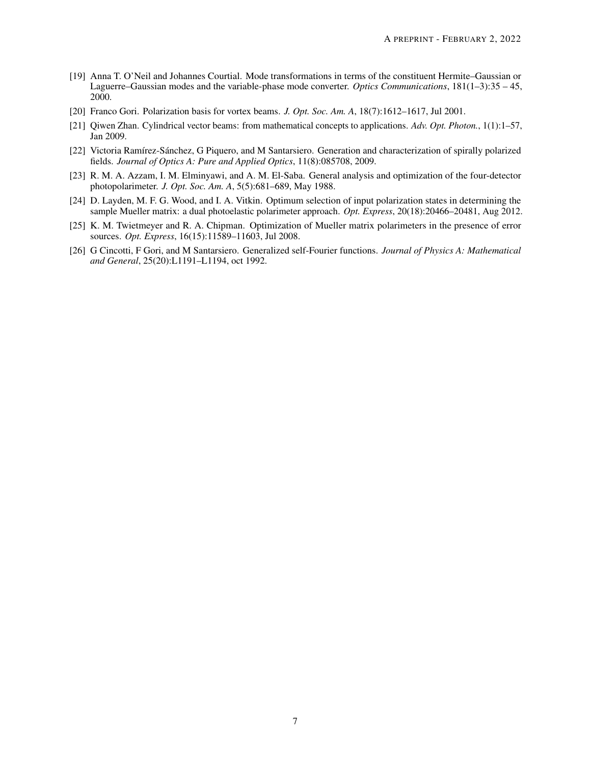[19] Anna T. O'Neil and Johannes Courtial. Mode transformations in terms of the constituent Hermite–Gaussian or Laguerre–Gaussian modes and the variable-phase mode converter. *Optics Communications*, 181(1–3):35 – 45, 2000.

[20] Franco Gori. Polarization basis for vortex beams. *J. Opt. Soc. Am. A*, 18(7):1612–1617, Jul 2001.

[21] Qiwen Zhan. Cylindrical vector beams: from mathematical concepts to applications. *Adv. Opt. Photon.*, 1(1):1–57, Jan 2009.

[22] Victoria Ramírez-Sánchez, G Piquero, and M Santarsiero. Generation and characterization of spirally polarized fields. *Journal of Optics A: Pure and Applied Optics*, 11(8):085708, 2009.

[23] R. M. A. Azzam, I. M. Elminyawi, and A. M. El-Saba. General analysis and optimization of the four-detector photopolarimeter. *J. Opt. Soc. Am. A*, 5(5):681–689, May 1988.

[24] D. Layden, M. F. G. Wood, and I. A. Vitkin. Optimum selection of input polarization states in determining the sample Mueller matrix: a dual photoelastic polarimeter approach. *Opt. Express*, 20(18):20466–20481, Aug 2012.

[25] K. M. Twietmeyer and R. A. Chipman. Optimization of Mueller matrix polarimeters in the presence of error sources. *Opt. Express*, 16(15):11589–11603, Jul 2008.

[26] G Cincotti, F Gori, and M Santarsiero. Generalized self-Fourier functions. *Journal of Physics A: Mathematical and General*, 25(20):L1191–L1194, oct 1992.